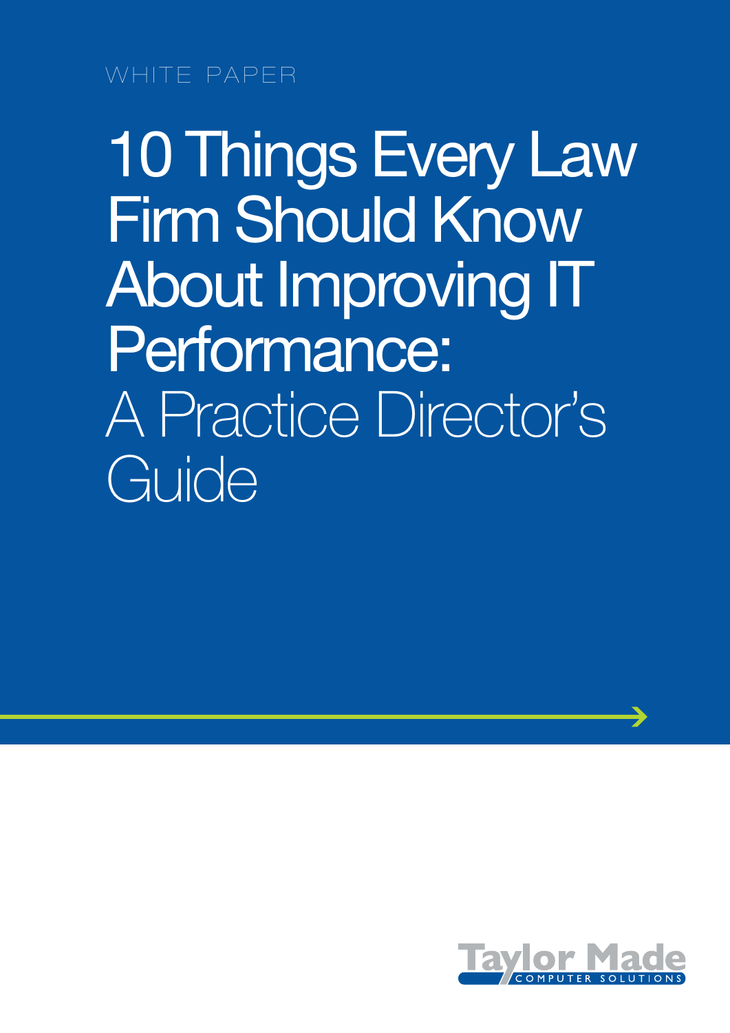WHITE PAPER

# 10 Things Every Law Firm Should Know About Improving IT Performance: A Practice Director's Guide

Taylor Made COMPUTER SOLUTIONS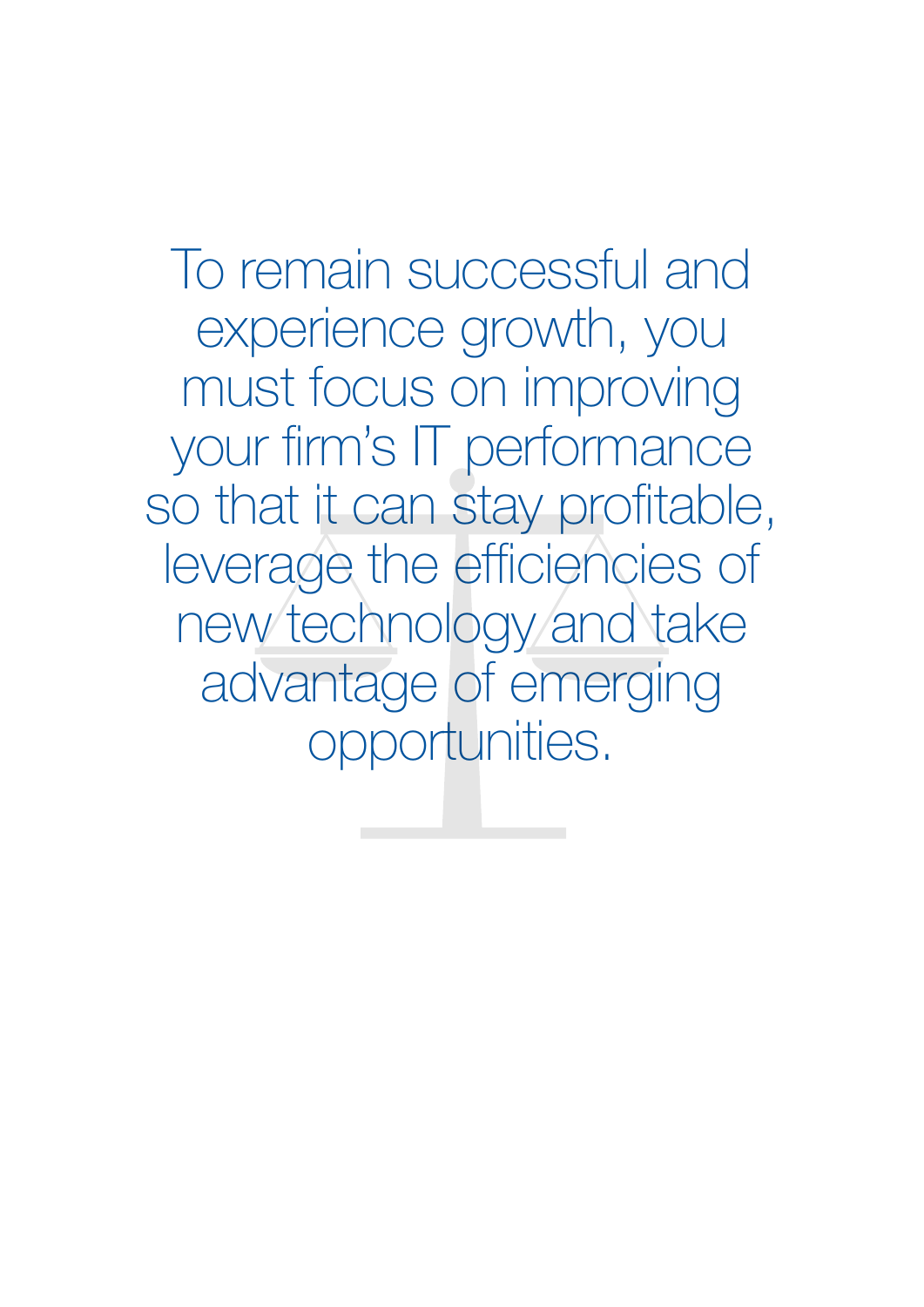To remain successful and experience growth, you must focus on improving your firm's IT performance so that it can stay profitable, leverage the efficiencies of new technology and take advantage of emerging opportunities.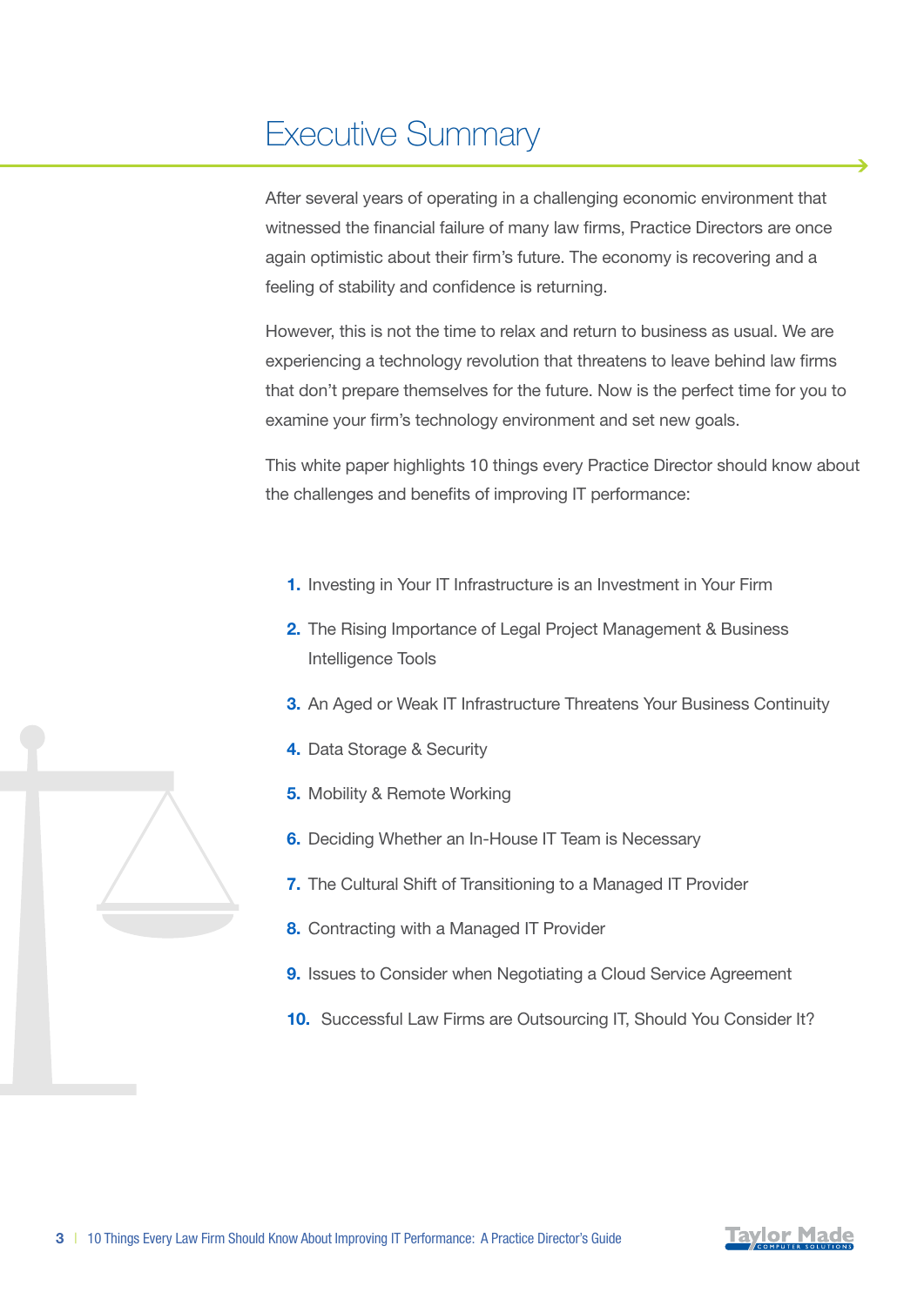# Executive Summary

After several years of operating in a challenging economic environment that witnessed the financial failure of many law firms, Practice Directors are once again optimistic about their firm's future. The economy is recovering and a feeling of stability and confidence is returning.

However, this is not the time to relax and return to business as usual. We are experiencing a technology revolution that threatens to leave behind law firms that don't prepare themselves for the future. Now is the perfect time for you to examine your firm's technology environment and set new goals.

This white paper highlights 10 things every Practice Director should know about the challenges and benefits of improving IT performance:

1. Investing in Your IT Infrastructure is an Investment in Your Firm
2. The Rising Importance of Legal Project Management & Business Intelligence Tools
3. An Aged or Weak IT Infrastructure Threatens Your Business Continuity
4. Data Storage & Security
5. Mobility & Remote Working
6. Deciding Whether an In-House IT Team is Necessary
7. The Cultural Shift of Transitioning to a Managed IT Provider
8. Contracting with a Managed IT Provider
9. Issues to Consider when Negotiating a Cloud Service Agreement
10. Successful Law Firms are Outsourcing IT, Should You Consider It?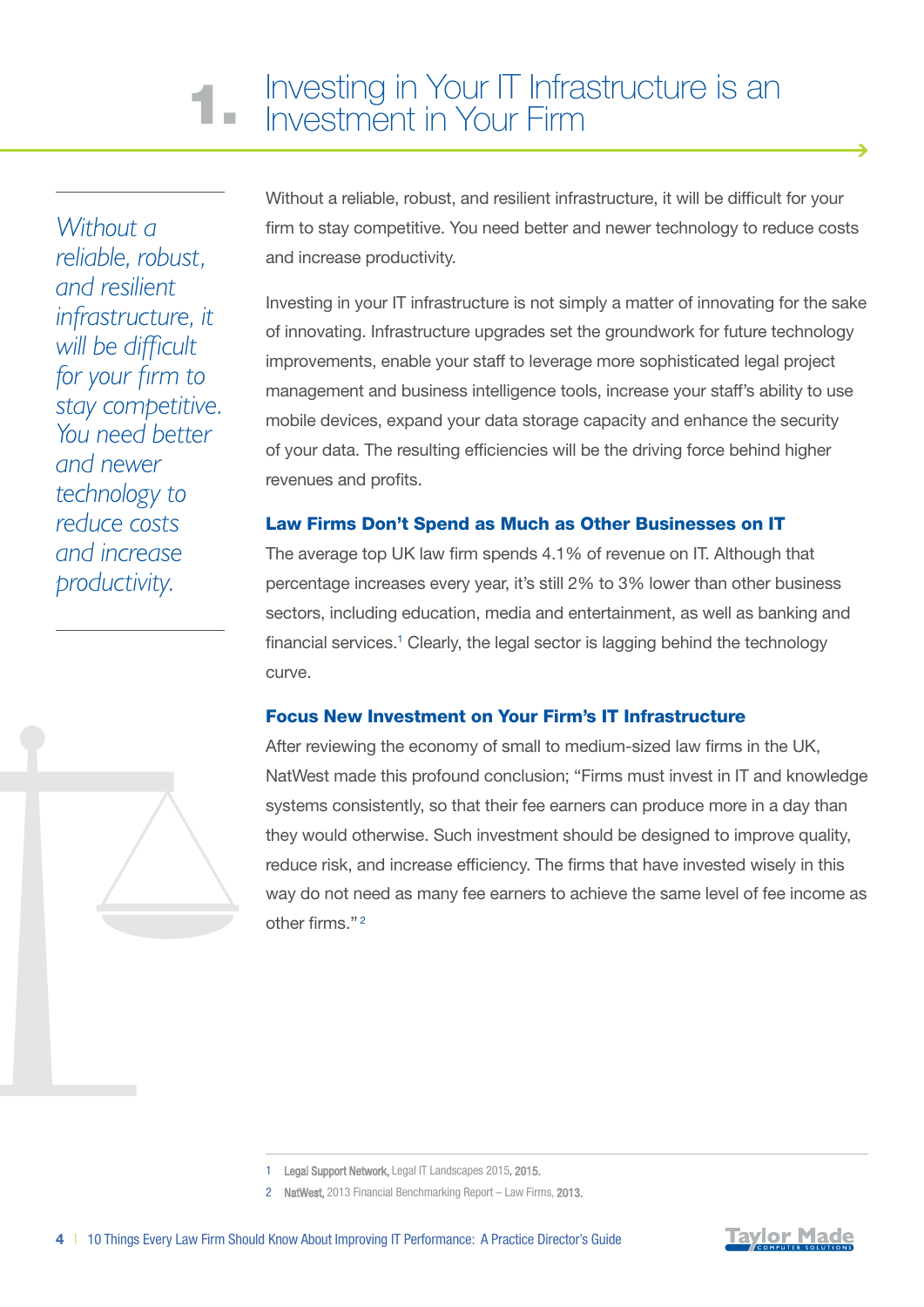# 1. Investing in Your IT Infrastructure is an Investment in Your Firm

*Without a reliable, robust, and resilient infrastructure, it will be difficult for your firm to stay competitive. You need better and newer technology to reduce costs and increase productivity.*

Without a reliable, robust, and resilient infrastructure, it will be difficult for your firm to stay competitive. You need better and newer technology to reduce costs and increase productivity.

Investing in your IT infrastructure is not simply a matter of innovating for the sake of innovating. Infrastructure upgrades set the groundwork for future technology improvements, enable your staff to leverage more sophisticated legal project management and business intelligence tools, increase your staff's ability to use mobile devices, expand your data storage capacity and enhance the security of your data. The resulting efficiencies will be the driving force behind higher revenues and profits.

## Law Firms Don't Spend as Much as Other Businesses on IT

The average top UK law firm spends 4.1% of revenue on IT. Although that percentage increases every year, it's still 2% to 3% lower than other business sectors, including education, media and entertainment, as well as banking and financial services.[1] Clearly, the legal sector is lagging behind the technology curve.

## Focus New Investment on Your Firm's IT Infrastructure

After reviewing the economy of small to medium-sized law firms in the UK, NatWest made this profound conclusion; "Firms must invest in IT and knowledge systems consistently, so that their fee earners can produce more in a day than they would otherwise. Such investment should be designed to improve quality, reduce risk, and increase efficiency. The firms that have invested wisely in this way do not need as many fee earners to achieve the same level of fee income as other firms."[2]

---

1 Legal Support Network, Legal IT Landscapes 2015, 2015.

2 NatWest, 2013 Financial Benchmarking Report – Law Firms, 2013.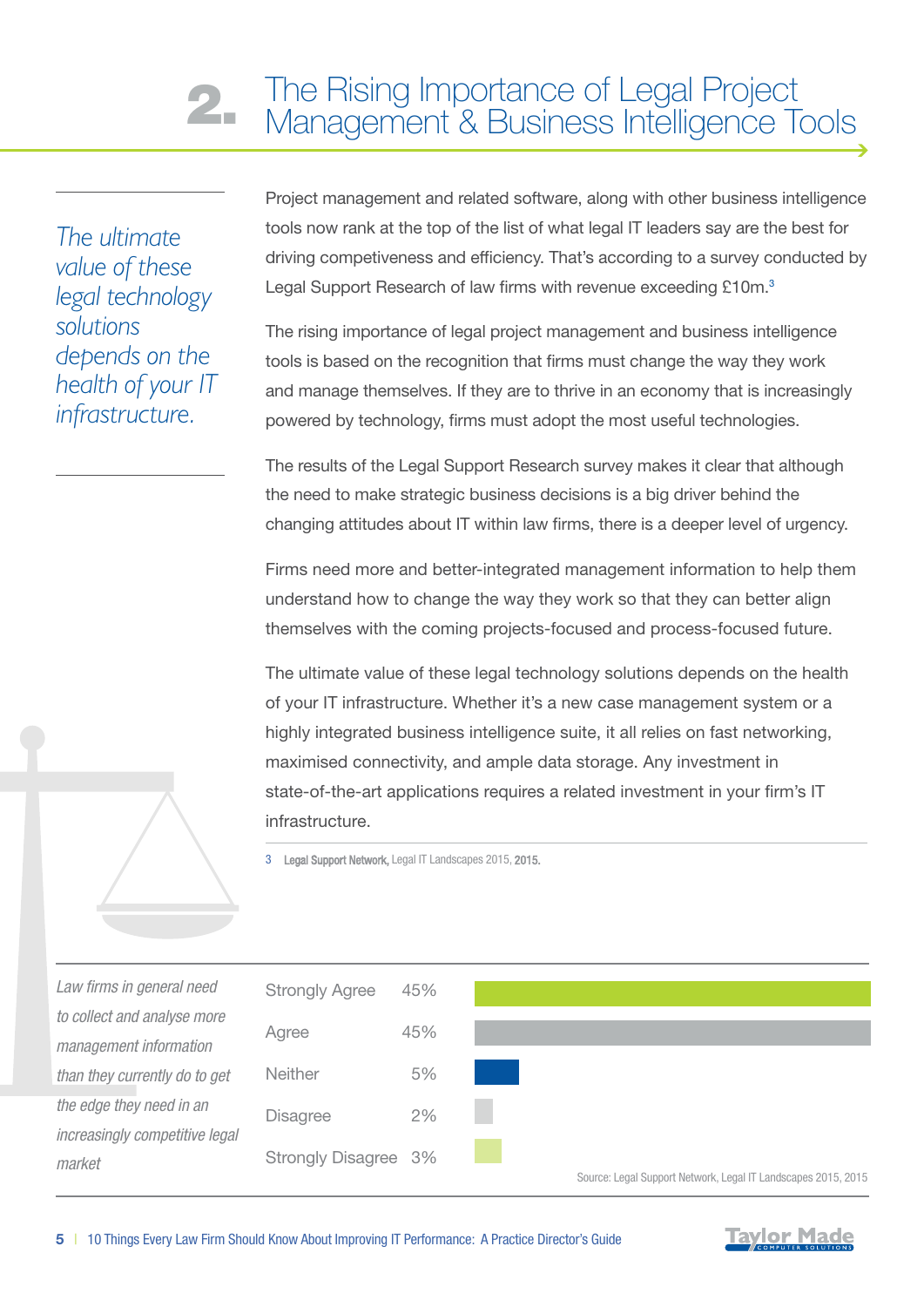## 2. The Rising Importance of Legal Project Management & Business Intelligence Tools

*The ultimate value of these legal technology solutions depends on the health of your IT infrastructure.*

Project management and related software, along with other business intelligence tools now rank at the top of the list of what legal IT leaders say are the best for driving competiveness and efficiency. That's according to a survey conducted by Legal Support Research of law firms with revenue exceeding £10m.[3]

The rising importance of legal project management and business intelligence tools is based on the recognition that firms must change the way they work and manage themselves. If they are to thrive in an economy that is increasingly powered by technology, firms must adopt the most useful technologies.

The results of the Legal Support Research survey makes it clear that although the need to make strategic business decisions is a big driver behind the changing attitudes about IT within law firms, there is a deeper level of urgency.

Firms need more and better-integrated management information to help them understand how to change the way they work so that they can better align themselves with the coming projects-focused and process-focused future.

The ultimate value of these legal technology solutions depends on the health of your IT infrastructure. Whether it's a new case management system or a highly integrated business intelligence suite, it all relies on fast networking, maximised connectivity, and ample data storage. Any investment in state-of-the-art applications requires a related investment in your firm's IT infrastructure.

3 **Legal Support Network,** Legal IT Landscapes 2015, **2015.**

*Law firms in general need to collect and analyse more management information than they currently do to get the edge they need in an increasingly competitive legal market*

| Response | % |
|---|---|
| Strongly Agree | 45% |
| Agree | 45% |
| Neither | 5% |
| Disagree | 2% |
| Strongly Disagree | 3% |

Source: Legal Support Network, Legal IT Landscapes 2015, 2015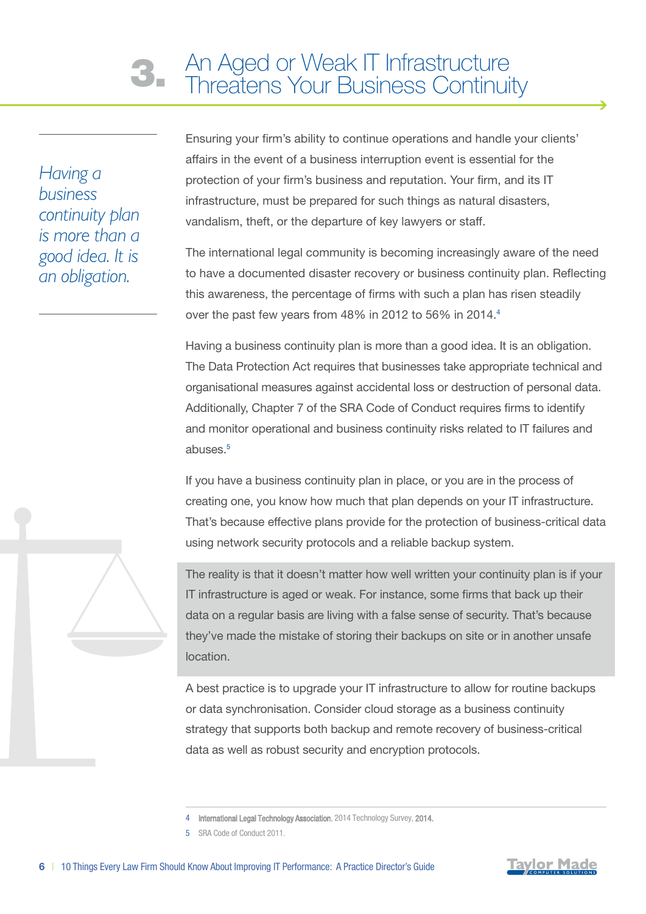# 3. An Aged or Weak IT Infrastructure Threatens Your Business Continuity

*Having a business continuity plan is more than a good idea. It is an obligation.*

Ensuring your firm's ability to continue operations and handle your clients' affairs in the event of a business interruption event is essential for the protection of your firm's business and reputation. Your firm, and its IT infrastructure, must be prepared for such things as natural disasters, vandalism, theft, or the departure of key lawyers or staff.

The international legal community is becoming increasingly aware of the need to have a documented disaster recovery or business continuity plan. Reflecting this awareness, the percentage of firms with such a plan has risen steadily over the past few years from 48% in 2012 to 56% in 2014.[4]

Having a business continuity plan is more than a good idea. It is an obligation. The Data Protection Act requires that businesses take appropriate technical and organisational measures against accidental loss or destruction of personal data. Additionally, Chapter 7 of the SRA Code of Conduct requires firms to identify and monitor operational and business continuity risks related to IT failures and abuses.[5]

If you have a business continuity plan in place, or you are in the process of creating one, you know how much that plan depends on your IT infrastructure. That's because effective plans provide for the protection of business-critical data using network security protocols and a reliable backup system.

The reality is that it doesn't matter how well written your continuity plan is if your IT infrastructure is aged or weak. For instance, some firms that back up their data on a regular basis are living with a false sense of security. That's because they've made the mistake of storing their backups on site or in another unsafe location.

A best practice is to upgrade your IT infrastructure to allow for routine backups or data synchronisation. Consider cloud storage as a business continuity strategy that supports both backup and remote recovery of business-critical data as well as robust security and encryption protocols.

4 International Legal Technology Association, 2014 Technology Survey, 2014.

5 SRA Code of Conduct 2011.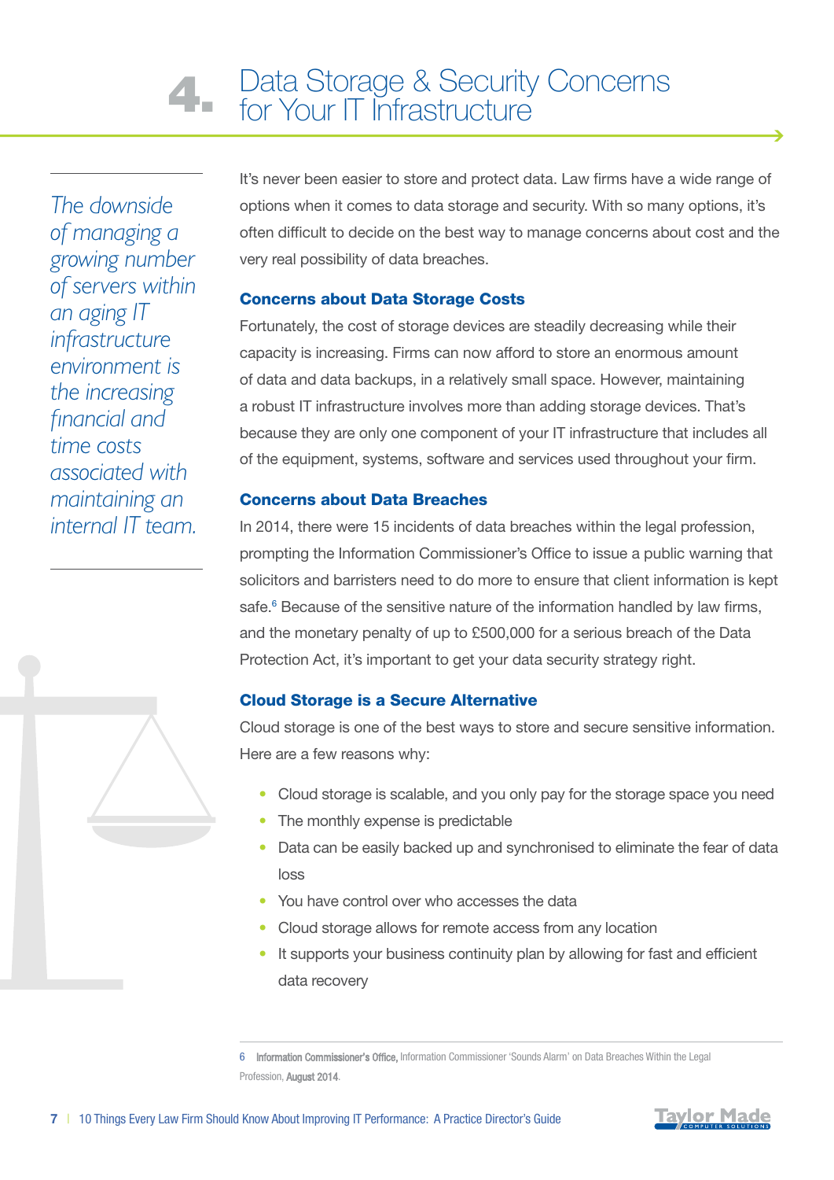# 4. Data Storage & Security Concerns for Your IT Infrastructure

*The downside of managing a growing number of servers within an aging IT infrastructure environment is the increasing financial and time costs associated with maintaining an internal IT team.*

It's never been easier to store and protect data. Law firms have a wide range of options when it comes to data storage and security. With so many options, it's often difficult to decide on the best way to manage concerns about cost and the very real possibility of data breaches.

### Concerns about Data Storage Costs

Fortunately, the cost of storage devices are steadily decreasing while their capacity is increasing. Firms can now afford to store an enormous amount of data and data backups, in a relatively small space. However, maintaining a robust IT infrastructure involves more than adding storage devices. That's because they are only one component of your IT infrastructure that includes all of the equipment, systems, software and services used throughout your firm.

### Concerns about Data Breaches

In 2014, there were 15 incidents of data breaches within the legal profession, prompting the Information Commissioner's Office to issue a public warning that solicitors and barristers need to do more to ensure that client information is kept safe.[6] Because of the sensitive nature of the information handled by law firms, and the monetary penalty of up to £500,000 for a serious breach of the Data Protection Act, it's important to get your data security strategy right.

### Cloud Storage is a Secure Alternative

Cloud storage is one of the best ways to store and secure sensitive information. Here are a few reasons why:

- Cloud storage is scalable, and you only pay for the storage space you need
- The monthly expense is predictable
- Data can be easily backed up and synchronised to eliminate the fear of data loss
- You have control over who accesses the data
- Cloud storage allows for remote access from any location
- It supports your business continuity plan by allowing for fast and efficient data recovery

---

6 Information Commissioner's Office, Information Commissioner 'Sounds Alarm' on Data Breaches Within the Legal Profession, August 2014.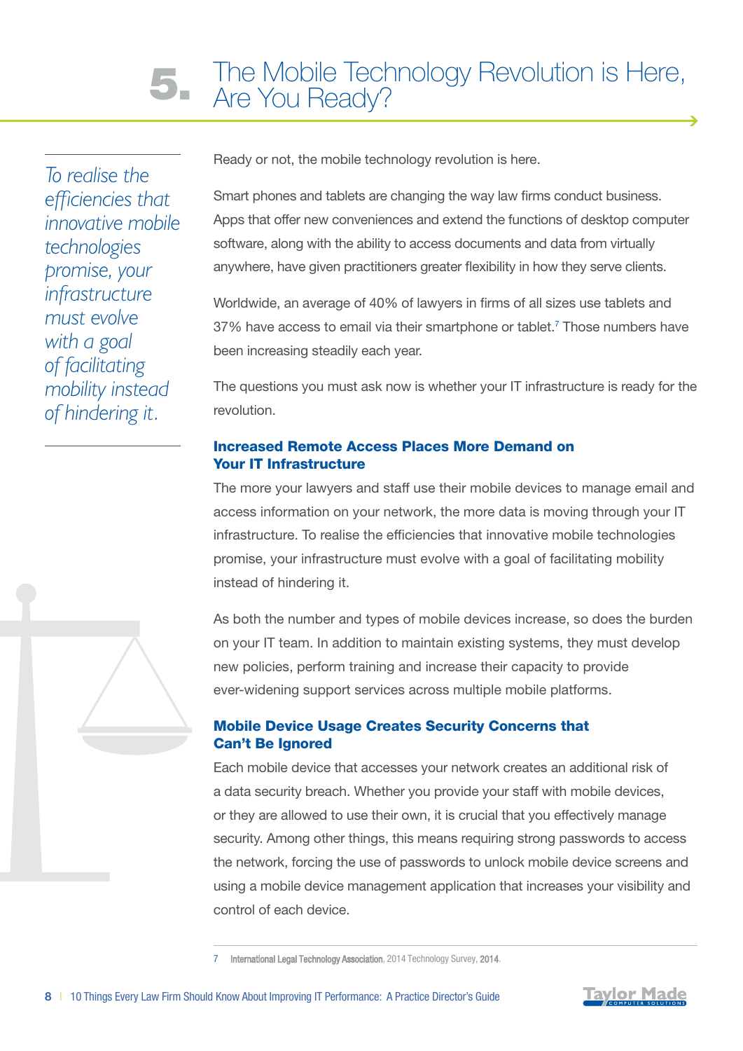# 5. The Mobile Technology Revolution is Here, Are You Ready?

*To realise the efficiencies that innovative mobile technologies promise, your infrastructure must evolve with a goal of facilitating mobility instead of hindering it.*

Ready or not, the mobile technology revolution is here.

Smart phones and tablets are changing the way law firms conduct business. Apps that offer new conveniences and extend the functions of desktop computer software, along with the ability to access documents and data from virtually anywhere, have given practitioners greater flexibility in how they serve clients.

Worldwide, an average of 40% of lawyers in firms of all sizes use tablets and 37% have access to email via their smartphone or tablet.[7] Those numbers have been increasing steadily each year.

The questions you must ask now is whether your IT infrastructure is ready for the revolution.

## Increased Remote Access Places More Demand on Your IT Infrastructure

The more your lawyers and staff use their mobile devices to manage email and access information on your network, the more data is moving through your IT infrastructure. To realise the efficiencies that innovative mobile technologies promise, your infrastructure must evolve with a goal of facilitating mobility instead of hindering it.

As both the number and types of mobile devices increase, so does the burden on your IT team. In addition to maintain existing systems, they must develop new policies, perform training and increase their capacity to provide ever-widening support services across multiple mobile platforms.

## Mobile Device Usage Creates Security Concerns that Can't Be Ignored

Each mobile device that accesses your network creates an additional risk of a data security breach. Whether you provide your staff with mobile devices, or they are allowed to use their own, it is crucial that you effectively manage security. Among other things, this means requiring strong passwords to access the network, forcing the use of passwords to unlock mobile device screens and using a mobile device management application that increases your visibility and control of each device.

7 International Legal Technology Association, 2014 Technology Survey, 2014.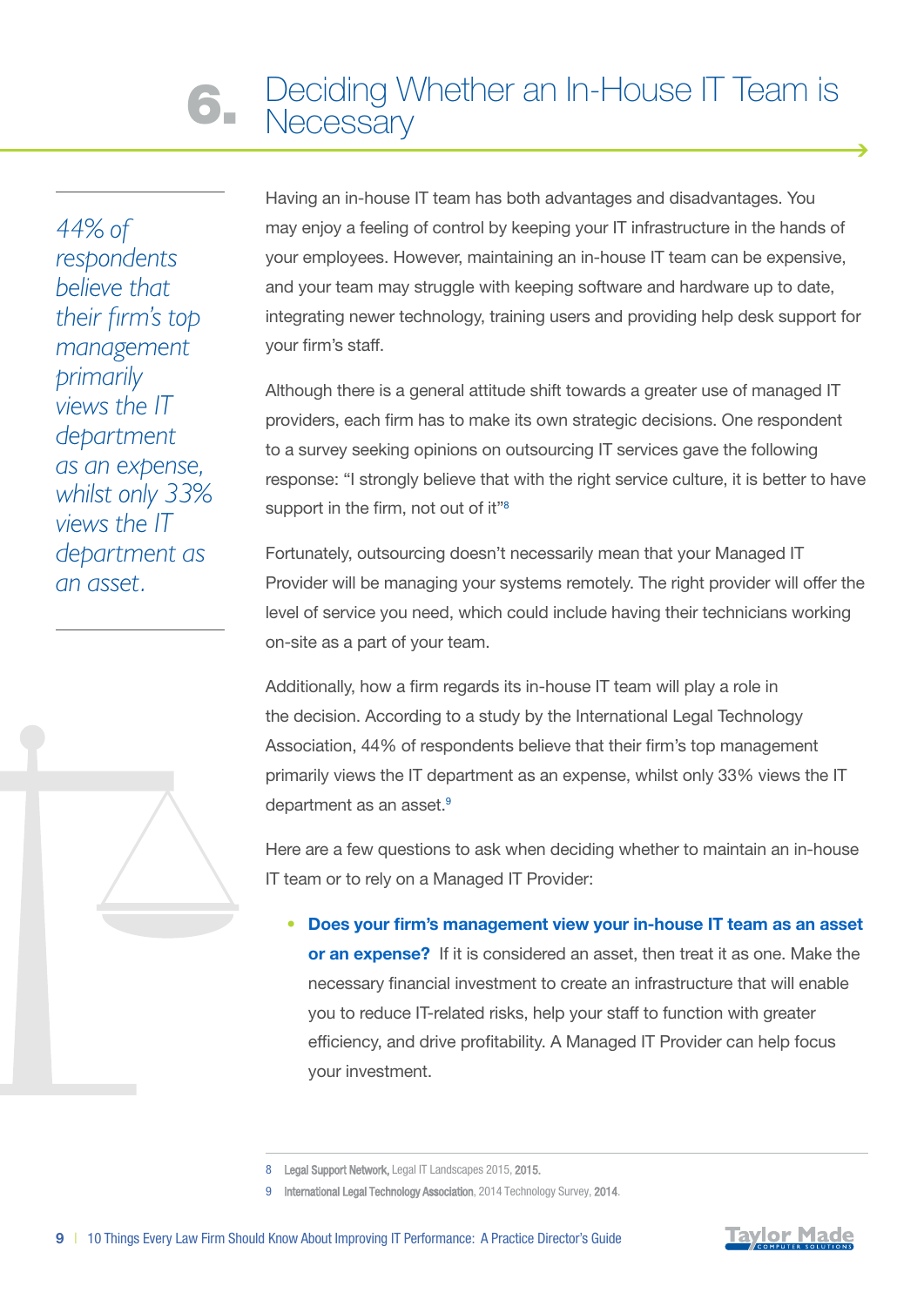# 6. Deciding Whether an In-House IT Team is Necessary

*44% of respondents believe that their firm's top management primarily views the IT department as an expense, whilst only 33% views the IT department as an asset.*

Having an in-house IT team has both advantages and disadvantages. You may enjoy a feeling of control by keeping your IT infrastructure in the hands of your employees. However, maintaining an in-house IT team can be expensive, and your team may struggle with keeping software and hardware up to date, integrating newer technology, training users and providing help desk support for your firm's staff.

Although there is a general attitude shift towards a greater use of managed IT providers, each firm has to make its own strategic decisions. One respondent to a survey seeking opinions on outsourcing IT services gave the following response: "I strongly believe that with the right service culture, it is better to have support in the firm, not out of it"[8]

Fortunately, outsourcing doesn't necessarily mean that your Managed IT Provider will be managing your systems remotely. The right provider will offer the level of service you need, which could include having their technicians working on-site as a part of your team.

Additionally, how a firm regards its in-house IT team will play a role in the decision. According to a study by the International Legal Technology Association, 44% of respondents believe that their firm's top management primarily views the IT department as an expense, whilst only 33% views the IT department as an asset.[9]

Here are a few questions to ask when deciding whether to maintain an in-house IT team or to rely on a Managed IT Provider:

- **Does your firm's management view your in-house IT team as an asset or an expense?** If it is considered an asset, then treat it as one. Make the necessary financial investment to create an infrastructure that will enable you to reduce IT-related risks, help your staff to function with greater efficiency, and drive profitability. A Managed IT Provider can help focus your investment.

---

8 Legal Support Network, Legal IT Landscapes 2015, 2015.

9 International Legal Technology Association, 2014 Technology Survey, 2014.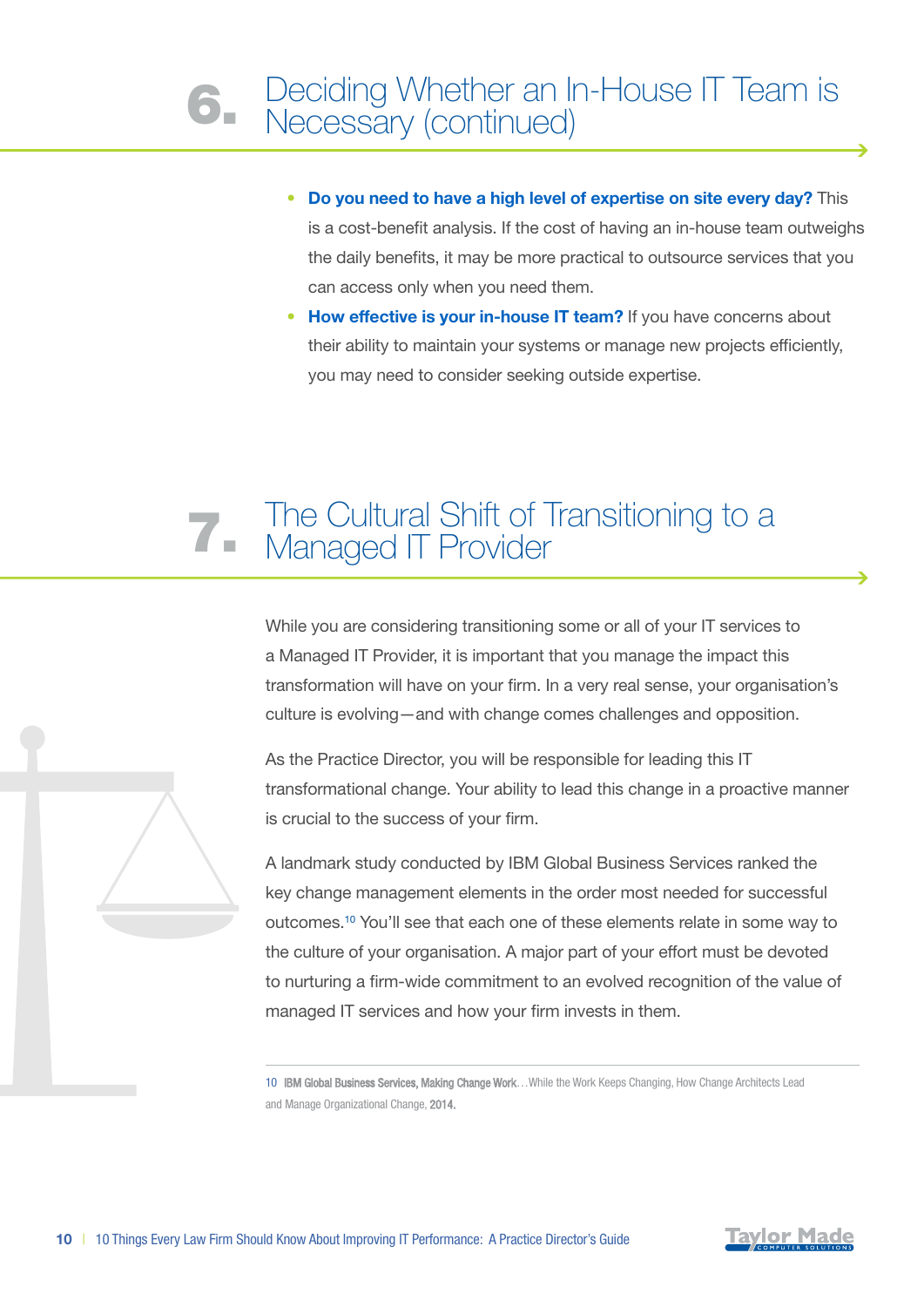## 6. Deciding Whether an In-House IT Team is Necessary (continued)

- **Do you need to have a high level of expertise on site every day?** This is a cost-benefit analysis. If the cost of having an in-house team outweighs the daily benefits, it may be more practical to outsource services that you can access only when you need them.
- **How effective is your in-house IT team?** If you have concerns about their ability to maintain your systems or manage new projects efficiently, you may need to consider seeking outside expertise.

## 7. The Cultural Shift of Transitioning to a Managed IT Provider

While you are considering transitioning some or all of your IT services to a Managed IT Provider, it is important that you manage the impact this transformation will have on your firm. In a very real sense, your organisation's culture is evolving—and with change comes challenges and opposition.

As the Practice Director, you will be responsible for leading this IT transformational change. Your ability to lead this change in a proactive manner is crucial to the success of your firm.

A landmark study conducted by IBM Global Business Services ranked the key change management elements in the order most needed for successful outcomes.[10] You'll see that each one of these elements relate in some way to the culture of your organisation. A major part of your effort must be devoted to nurturing a firm-wide commitment to an evolved recognition of the value of managed IT services and how your firm invests in them.

---

10 **IBM Global Business Services, Making Change Work**…While the Work Keeps Changing, How Change Architects Lead and Manage Organizational Change, **2014.**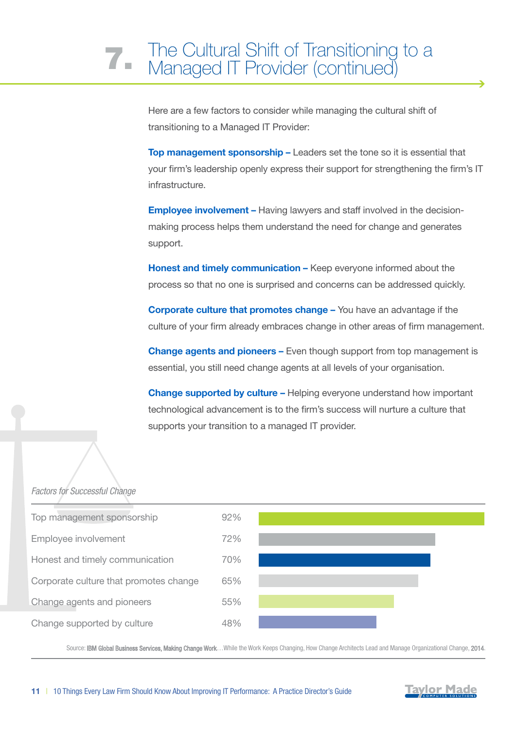# 7. The Cultural Shift of Transitioning to a Managed IT Provider (continued)

Here are a few factors to consider while managing the cultural shift of transitioning to a Managed IT Provider:

**Top management sponsorship –** Leaders set the tone so it is essential that your firm's leadership openly express their support for strengthening the firm's IT infrastructure.

**Employee involvement –** Having lawyers and staff involved in the decision-making process helps them understand the need for change and generates support.

**Honest and timely communication –** Keep everyone informed about the process so that no one is surprised and concerns can be addressed quickly.

**Corporate culture that promotes change –** You have an advantage if the culture of your firm already embraces change in other areas of firm management.

**Change agents and pioneers –** Even though support from top management is essential, you still need change agents at all levels of your organisation.

**Change supported by culture –** Helping everyone understand how important technological advancement is to the firm's success will nurture a culture that supports your transition to a managed IT provider.

*Factors for Successful Change*

| Factor | % |
|---|---|
| Top management sponsorship | 92% |
| Employee involvement | 72% |
| Honest and timely communication | 70% |
| Corporate culture that promotes change | 65% |
| Change agents and pioneers | 55% |
| Change supported by culture | 48% |

Source: **IBM Global Business Services, Making Change Work**…While the Work Keeps Changing, How Change Architects Lead and Manage Organizational Change, **2014**.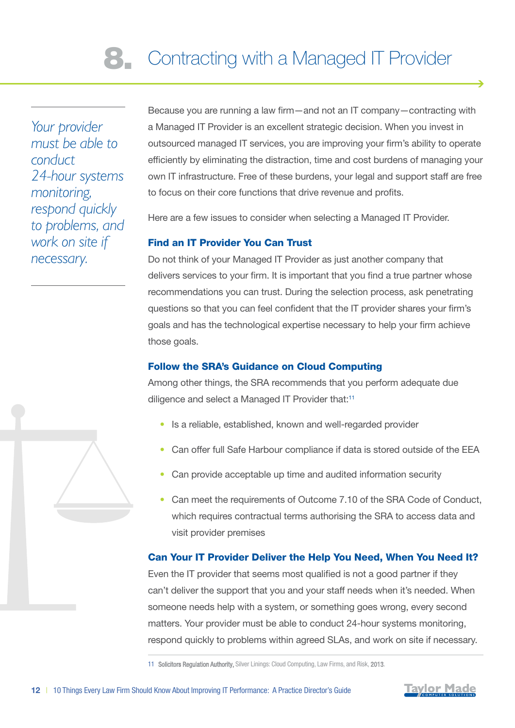# 8. Contracting with a Managed IT Provider

*Your provider must be able to conduct 24-hour systems monitoring, respond quickly to problems, and work on site if necessary.*

Because you are running a law firm—and not an IT company—contracting with a Managed IT Provider is an excellent strategic decision. When you invest in outsourced managed IT services, you are improving your firm's ability to operate efficiently by eliminating the distraction, time and cost burdens of managing your own IT infrastructure. Free of these burdens, your legal and support staff are free to focus on their core functions that drive revenue and profits.

Here are a few issues to consider when selecting a Managed IT Provider.

### Find an IT Provider You Can Trust

Do not think of your Managed IT Provider as just another company that delivers services to your firm. It is important that you find a true partner whose recommendations you can trust. During the selection process, ask penetrating questions so that you can feel confident that the IT provider shares your firm's goals and has the technological expertise necessary to help your firm achieve those goals.

### Follow the SRA's Guidance on Cloud Computing

Among other things, the SRA recommends that you perform adequate due diligence and select a Managed IT Provider that:[11]

- Is a reliable, established, known and well-regarded provider
- Can offer full Safe Harbour compliance if data is stored outside of the EEA
- Can provide acceptable up time and audited information security
- Can meet the requirements of Outcome 7.10 of the SRA Code of Conduct, which requires contractual terms authorising the SRA to access data and visit provider premises

### Can Your IT Provider Deliver the Help You Need, When You Need It?

Even the IT provider that seems most qualified is not a good partner if they can't deliver the support that you and your staff needs when it's needed. When someone needs help with a system, or something goes wrong, every second matters. Your provider must be able to conduct 24-hour systems monitoring, respond quickly to problems within agreed SLAs, and work on site if necessary.

---

11 **Solicitors Regulation Authority,** Silver Linings: Cloud Computing, Law Firms, and Risk, **2013**.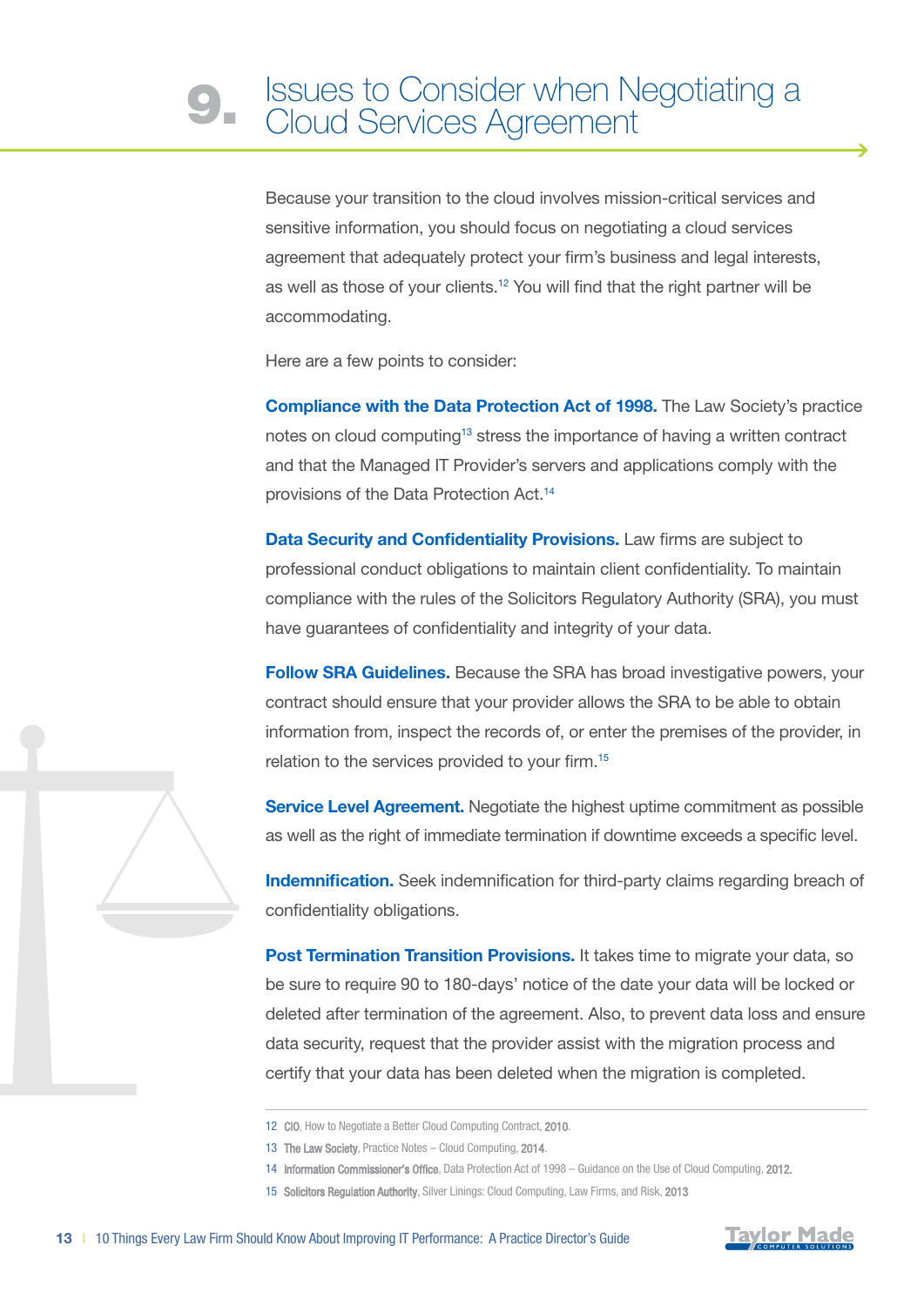# 9. Issues to Consider when Negotiating a Cloud Services Agreement

Because your transition to the cloud involves mission-critical services and sensitive information, you should focus on negotiating a cloud services agreement that adequately protect your firm's business and legal interests, as well as those of your clients.[12] You will find that the right partner will be accommodating.

Here are a few points to consider:

**Compliance with the Data Protection Act of 1998.** The Law Society's practice notes on cloud computing[13] stress the importance of having a written contract and that the Managed IT Provider's servers and applications comply with the provisions of the Data Protection Act.[14]

**Data Security and Confidentiality Provisions.** Law firms are subject to professional conduct obligations to maintain client confidentiality. To maintain compliance with the rules of the Solicitors Regulatory Authority (SRA), you must have guarantees of confidentiality and integrity of your data.

**Follow SRA Guidelines.** Because the SRA has broad investigative powers, your contract should ensure that your provider allows the SRA to be able to obtain information from, inspect the records of, or enter the premises of the provider, in relation to the services provided to your firm.[15]

**Service Level Agreement.** Negotiate the highest uptime commitment as possible as well as the right of immediate termination if downtime exceeds a specific level.

**Indemnification.** Seek indemnification for third-party claims regarding breach of confidentiality obligations.

**Post Termination Transition Provisions.** It takes time to migrate your data, so be sure to require 90 to 180-days' notice of the date your data will be locked or deleted after termination of the agreement. Also, to prevent data loss and ensure data security, request that the provider assist with the migration process and certify that your data has been deleted when the migration is completed.

---

12 **CIO**, How to Negotiate a Better Cloud Computing Contract, **2010**.

13 **The Law Society**, Practice Notes – Cloud Computing, **2014**.

14 **Information Commissioner's Office**, Data Protection Act of 1998 – Guidance on the Use of Cloud Computing, **2012**.

15 **Solicitors Regulation Authority**, Silver Linings: Cloud Computing, Law Firms, and Risk, **2013**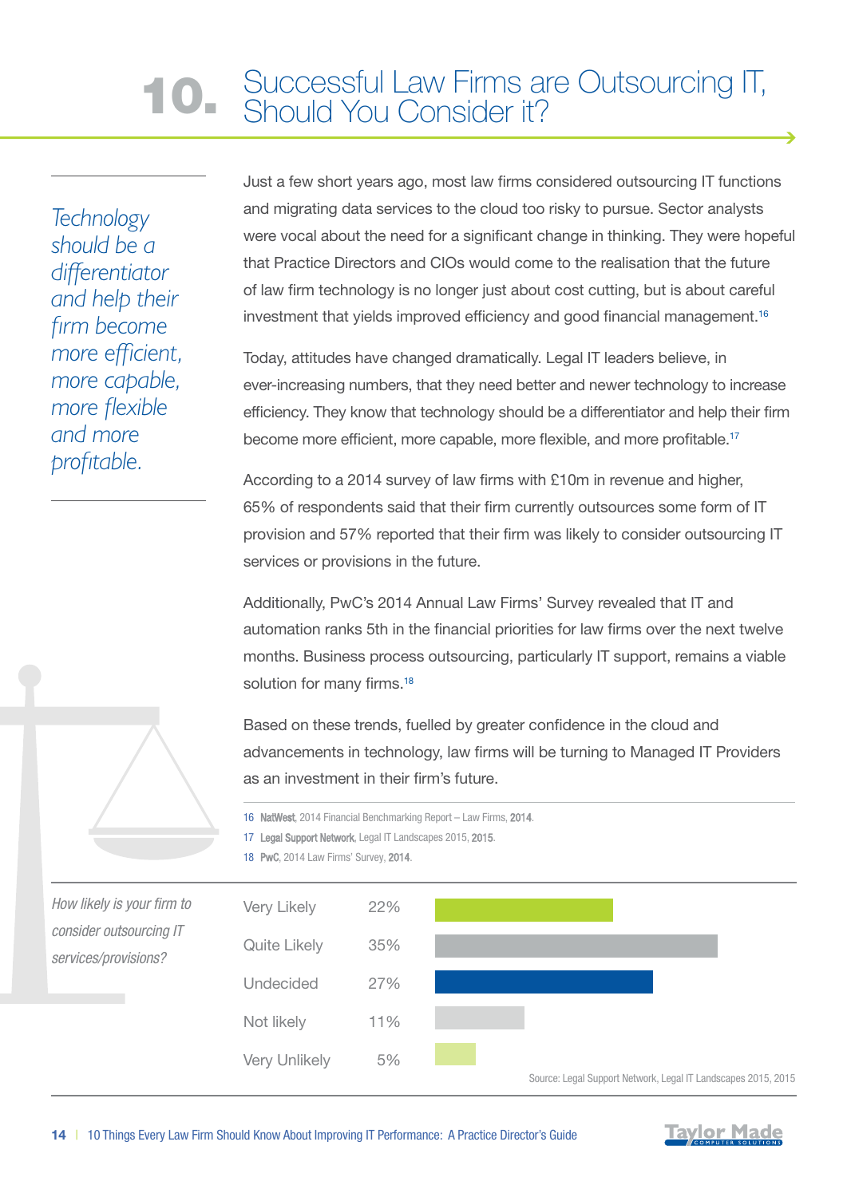# 10. Successful Law Firms are Outsourcing IT, Should You Consider it?

*Technology should be a differentiator and help their firm become more efficient, more capable, more flexible and more profitable.*

Just a few short years ago, most law firms considered outsourcing IT functions and migrating data services to the cloud too risky to pursue. Sector analysts were vocal about the need for a significant change in thinking. They were hopeful that Practice Directors and CIOs would come to the realisation that the future of law firm technology is no longer just about cost cutting, but is about careful investment that yields improved efficiency and good financial management.[16]

Today, attitudes have changed dramatically. Legal IT leaders believe, in ever-increasing numbers, that they need better and newer technology to increase efficiency. They know that technology should be a differentiator and help their firm become more efficient, more capable, more flexible, and more profitable.[17]

According to a 2014 survey of law firms with £10m in revenue and higher, 65% of respondents said that their firm currently outsources some form of IT provision and 57% reported that their firm was likely to consider outsourcing IT services or provisions in the future.

Additionally, PwC's 2014 Annual Law Firms' Survey revealed that IT and automation ranks 5th in the financial priorities for law firms over the next twelve months. Business process outsourcing, particularly IT support, remains a viable solution for many firms.[18]

Based on these trends, fuelled by greater confidence in the cloud and advancements in technology, law firms will be turning to Managed IT Providers as an investment in their firm's future.

16 **NatWest**, 2014 Financial Benchmarking Report – Law Firms, **2014**.
17 **Legal Support Network**, Legal IT Landscapes 2015, **2015**.
18 **PwC**, 2014 Law Firms' Survey, **2014**.

*How likely is your firm to consider outsourcing IT services/provisions?*

| Response | Percentage |
|---|---|
| Very Likely | 22% |
| Quite Likely | 35% |
| Undecided | 27% |
| Not likely | 11% |
| Very Unlikely | 5% |

Source: Legal Support Network, Legal IT Landscapes 2015, 2015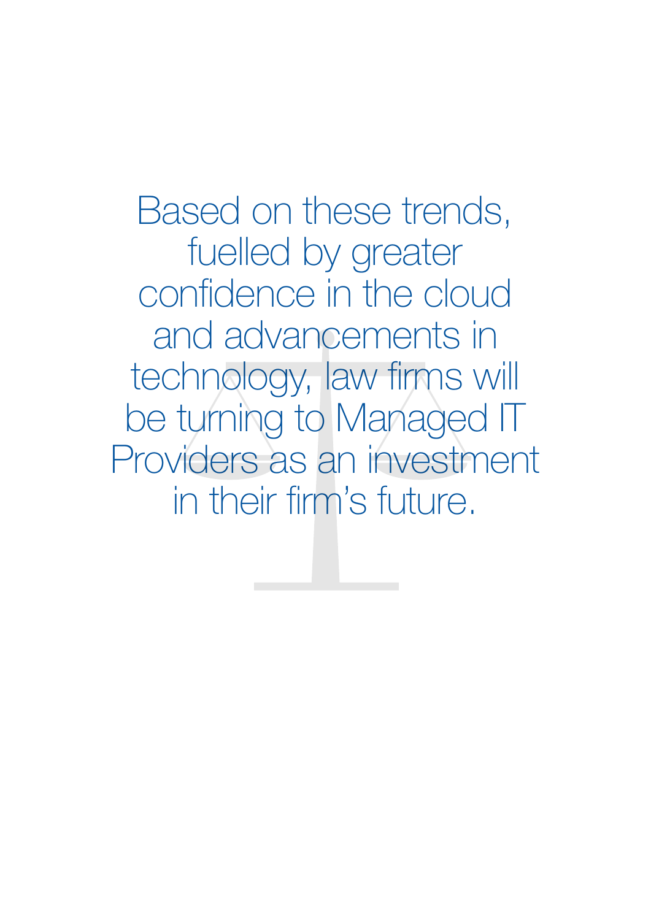Based on these trends, fuelled by greater confidence in the cloud and advancements in technology, law firms will be turning to Managed IT Providers as an investment in their firm's future.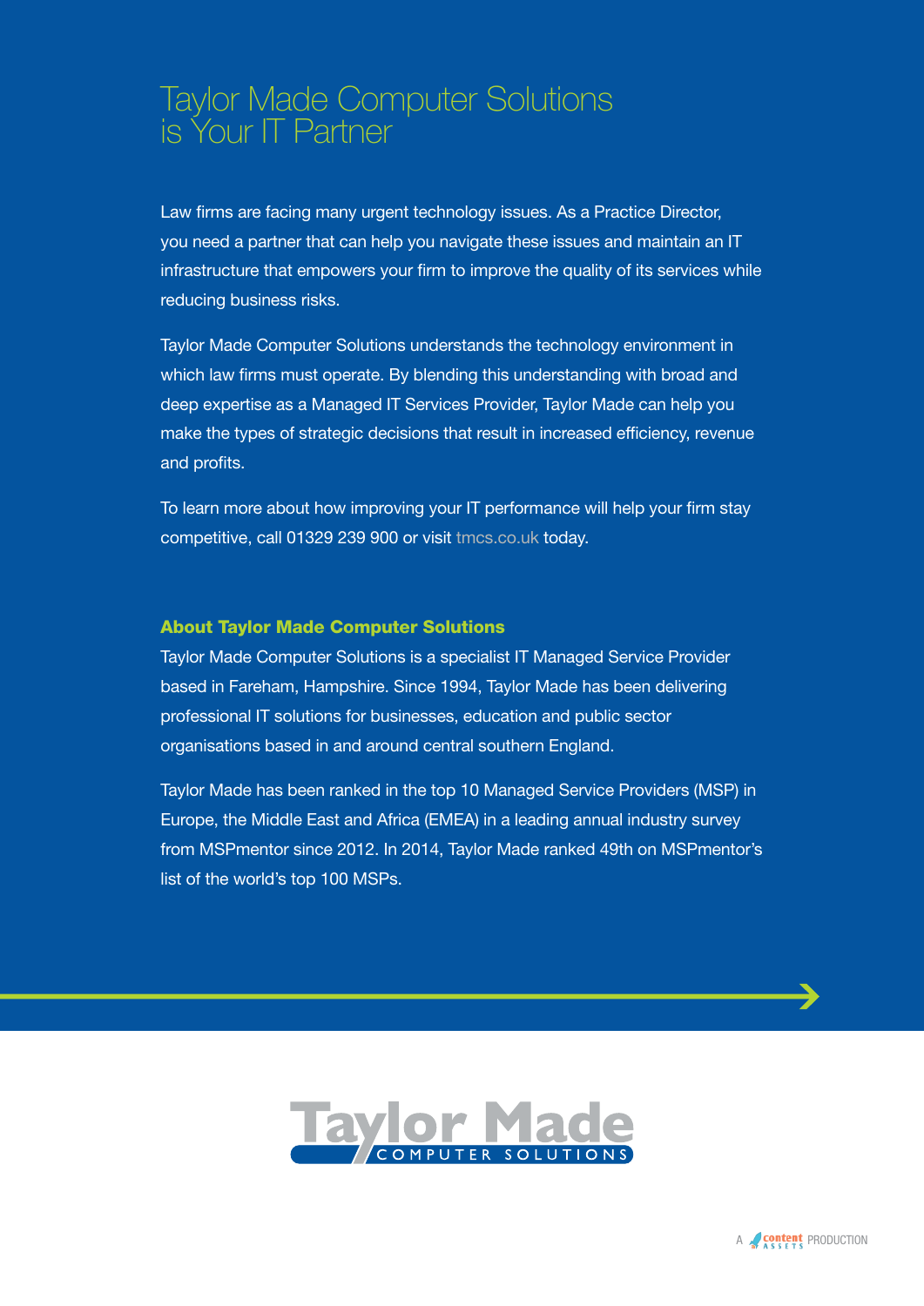# Taylor Made Computer Solutions is Your IT Partner

Law firms are facing many urgent technology issues. As a Practice Director, you need a partner that can help you navigate these issues and maintain an IT infrastructure that empowers your firm to improve the quality of its services while reducing business risks.

Taylor Made Computer Solutions understands the technology environment in which law firms must operate. By blending this understanding with broad and deep expertise as a Managed IT Services Provider, Taylor Made can help you make the types of strategic decisions that result in increased efficiency, revenue and profits.

To learn more about how improving your IT performance will help your firm stay competitive, call 01329 239 900 or visit tmcs.co.uk today.

## About Taylor Made Computer Solutions

Taylor Made Computer Solutions is a specialist IT Managed Service Provider based in Fareham, Hampshire. Since 1994, Taylor Made has been delivering professional IT solutions for businesses, education and public sector organisations based in and around central southern England.

Taylor Made has been ranked in the top 10 Managed Service Providers (MSP) in Europe, the Middle East and Africa (EMEA) in a leading annual industry survey from MSPmentor since 2012. In 2014, Taylor Made ranked 49th on MSPmentor's list of the world's top 100 MSPs.

Taylor Made COMPUTER SOLUTIONS

A content ASSETS PRODUCTION